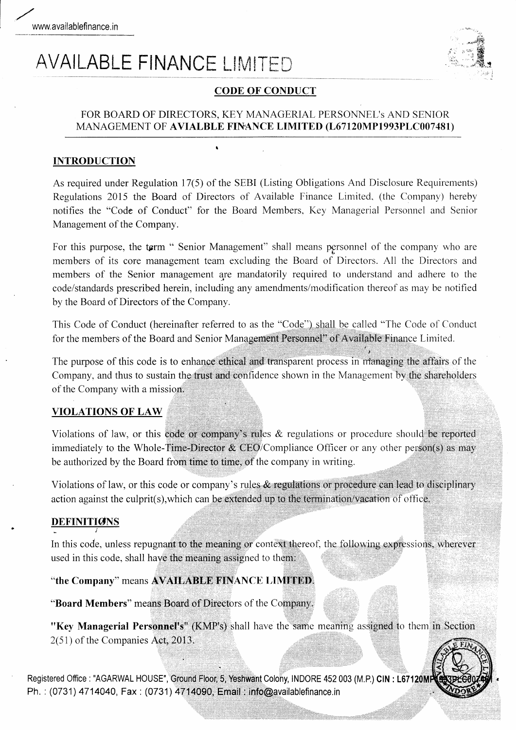www.availablefinance.in

# AVAILABLE FINANCE LIMITED

## CODE OF CONDUCT

FOR BOARD OF DIRECTORS, KEY MANAGERIAL PERSONNEL's AND SENIOR MANAGEMENT OF **AVIALBLE FINANCE LIMITED (L67120MP1993PLC007481)**

### INTRODUCTION

As required under Regulation 17(5) of the SEBI (Listing Obligations And Disclosure Requirements) Regulations 2015 the Board of Directors of Available Finance Limited, (the Company) hereby notifies the "Code of Conduct" for the Board Members, Key Managerial Personnel and Senior Management of the Company.

For this purpose, the term " Senior Management" shall means personnel of the company who are members of its core management team excluding the Board of Directors. All the Directors and members of the Senior management are mandatorily required to understand and adhere to the code/standards prescribed herein, including any amendments/modification thereof as may be notified by the Board of Directors of the Company.

This Code of Conduct (hereinafter referred to as the "Code") shall be called "The Code of Conduct for the members of the Board and Senior Management Personnel" of Available Finance Limited.

The purpose of this code is to enhance ethical and transparent process in managing the affairs of the Company, and thus to sustain the trust and confidence shown in the Management by the shareholders of the Company with a mission.

### VIOLATIONS OF LAW

Violations of law, or this code or company's rules & regulations or procedure should be reported immediately to the Whole-Time-Director & CEO/Compliance Officer or any other person(s) as may be authorized by the Board from time to time, of the company in writing.

Violations of law, or this code or company's rules & regulations or procedure can lead to disciplinary action against the culprit(s),which can be extended up to the termination/vacation of office.

### DEFINITIONS

In this code, unless repugnant to the meaning or context thereof, the following expressions, wherever used in this code, shall have the meaning assigned to them:

"**the Company**" means **AVAILABLE FINANCE LIMITED**.

"**Board Members**" means Board of Directors of the Company.

"**Key Managerial Personnel's**" (KMP's) shall have the same meaning assigned to them in Section 2(51) of the Companies Act, 2013.

Registered Office : "AGARWAL HOUSE", Ground Floor, 5, Yeshwant Colony, INDORE 452 003 (M.P.) **CIN : L67120MP1993PLC007481**
Ph. : (0731) 4714040, Fax : (0731) 4714090, Email : info@availablefinance.in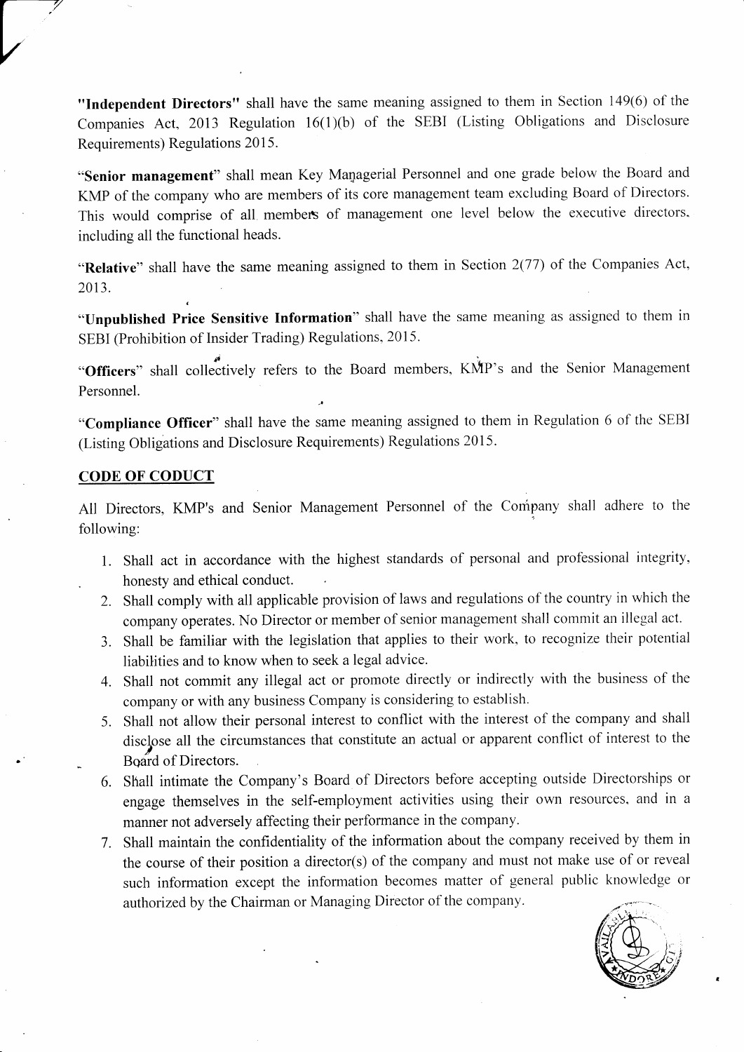**"Independent Directors"** shall have the same meaning assigned to them in Section 149(6) of the Companies Act, 2013 Regulation 16(1)(b) of the SEBI (Listing Obligations and Disclosure Requirements) Regulations 2015.

**"Senior management"** shall mean Key Managerial Personnel and one grade below the Board and KMP of the company who are members of its core management team excluding Board of Directors. This would comprise of all members of management one level below the executive directors, including all the functional heads.

**"Relative"** shall have the same meaning assigned to them in Section 2(77) of the Companies Act, 2013.

**"Unpublished Price Sensitive Information"** shall have the same meaning as assigned to them in SEBI (Prohibition of Insider Trading) Regulations, 2015.

**"Officers"** shall collectively refers to the Board members, KMP's and the Senior Management Personnel.

**"Compliance Officer"** shall have the same meaning assigned to them in Regulation 6 of the SEBI (Listing Obligations and Disclosure Requirements) Regulations 2015.

## CODE OF CODUCT

All Directors, KMP's and Senior Management Personnel of the Company shall adhere to the following:

1. Shall act in accordance with the highest standards of personal and professional integrity, honesty and ethical conduct.
2. Shall comply with all applicable provision of laws and regulations of the country in which the company operates. No Director or member of senior management shall commit an illegal act.
3. Shall be familiar with the legislation that applies to their work, to recognize their potential liabilities and to know when to seek a legal advice.
4. Shall not commit any illegal act or promote directly or indirectly with the business of the company or with any business Company is considering to establish.
5. Shall not allow their personal interest to conflict with the interest of the company and shall disclose all the circumstances that constitute an actual or apparent conflict of interest to the Board of Directors.
6. Shall intimate the Company's Board of Directors before accepting outside Directorships or engage themselves in the self-employment activities using their own resources, and in a manner not adversely affecting their performance in the company.
7. Shall maintain the confidentiality of the information about the company received by them in the course of their position a director(s) of the company and must not make use of or reveal such information except the information becomes matter of general public knowledge or authorized by the Chairman or Managing Director of the company.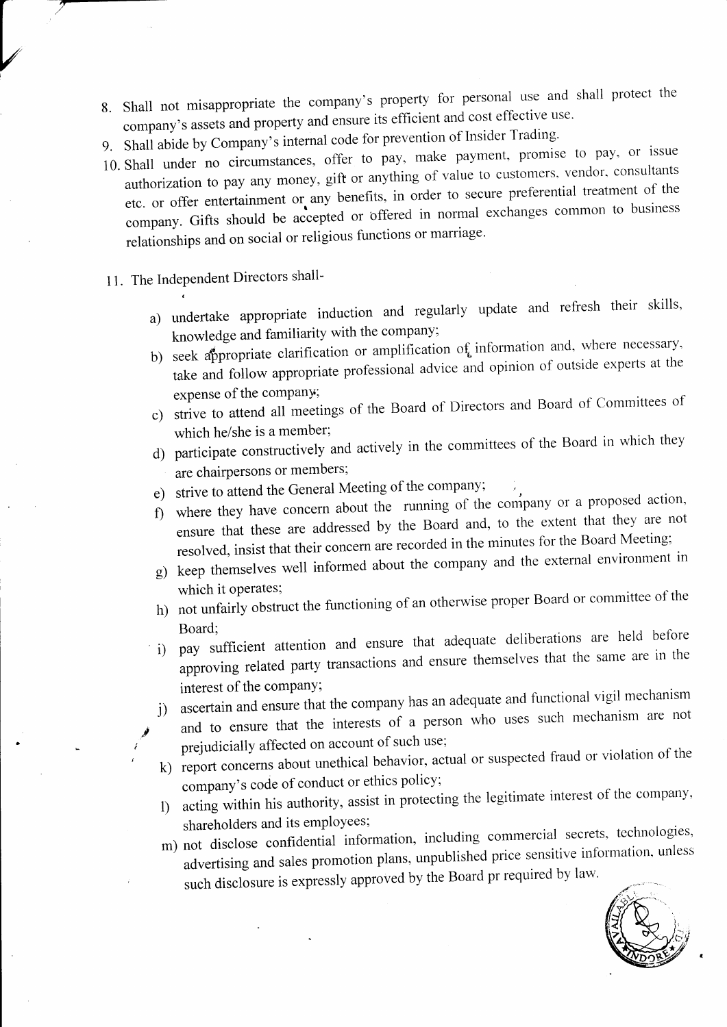8. Shall not misappropriate the company's property for personal use and shall protect the company's assets and property and ensure its efficient and cost effective use.
9. Shall abide by Company's internal code for prevention of Insider Trading.
10. Shall under no circumstances, offer to pay, make payment, promise to pay, or issue authorization to pay any money, gift or anything of value to customers, vendor, consultants etc. or offer entertainment or any benefits, in order to secure preferential treatment of the company. Gifts should be accepted or offered in normal exchanges common to business relationships and on social or religious functions or marriage.

11. The Independent Directors shall-

    a) undertake appropriate induction and regularly update and refresh their skills, knowledge and familiarity with the company;
    b) seek appropriate clarification or amplification of information and, where necessary, take and follow appropriate professional advice and opinion of outside experts at the expense of the company;
    c) strive to attend all meetings of the Board of Directors and Board of Committees of which he/she is a member;
    d) participate constructively and actively in the committees of the Board in which they are chairpersons or members;
    e) strive to attend the General Meeting of the company;
    f) where they have concern about the running of the company or a proposed action, ensure that these are addressed by the Board and, to the extent that they are not resolved, insist that their concern are recorded in the minutes for the Board Meeting;
    g) keep themselves well informed about the company and the external environment in which it operates;
    h) not unfairly obstruct the functioning of an otherwise proper Board or committee of the Board;
    i) pay sufficient attention and ensure that adequate deliberations are held before approving related party transactions and ensure themselves that the same are in the interest of the company;
    j) ascertain and ensure that the company has an adequate and functional vigil mechanism and to ensure that the interests of a person who uses such mechanism are not prejudicially affected on account of such use;
    k) report concerns about unethical behavior, actual or suspected fraud or violation of the company's code of conduct or ethics policy;
    l) acting within his authority, assist in protecting the legitimate interest of the company, shareholders and its employees;
    m) not disclose confidential information, including commercial secrets, technologies, advertising and sales promotion plans, unpublished price sensitive information, unless such disclosure is expressly approved by the Board pr required by law.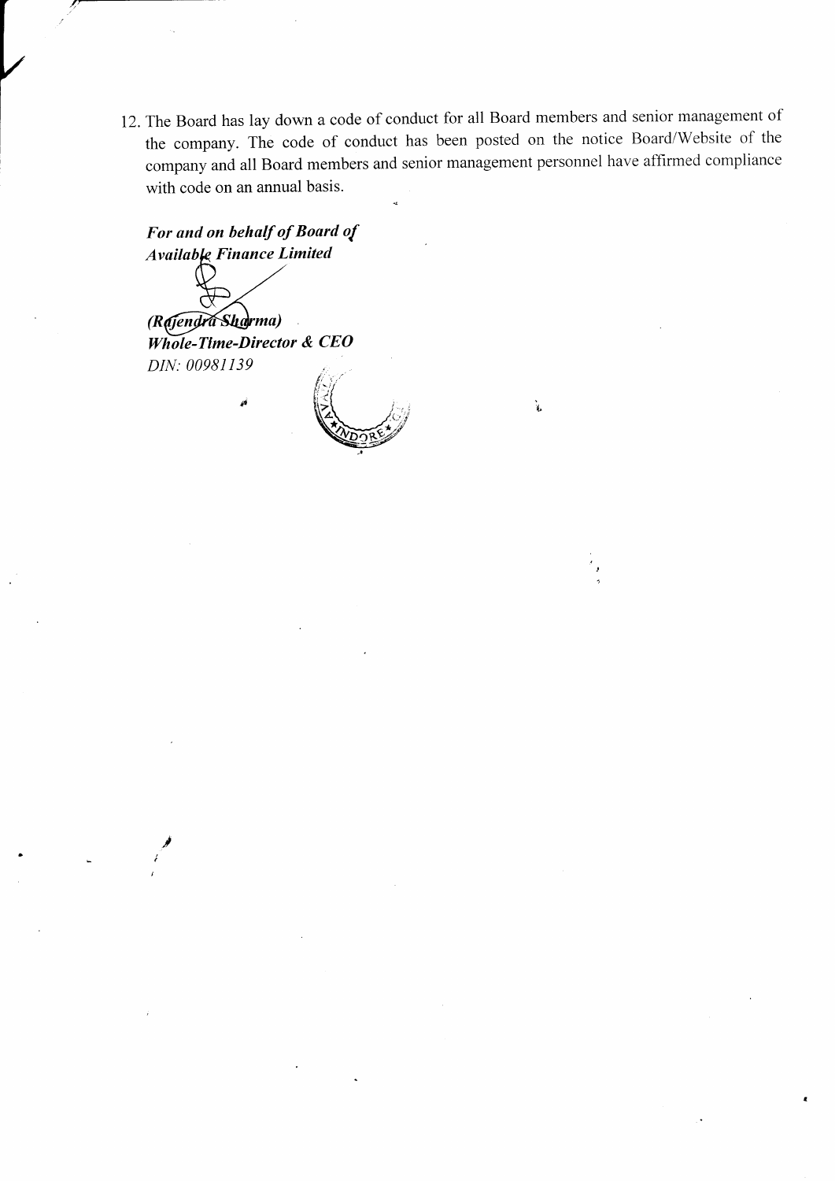12. The Board has lay down a code of conduct for all Board members and senior management of the company. The code of conduct has been posted on the notice Board/Website of the company and all Board members and senior management personnel have affirmed compliance with code on an annual basis.

***For and on behalf of Board of***
***Available Finance Limited***

***(Rajendra Sharma)***
***Whole-Time-Director & CEO***
*DIN: 00981139*